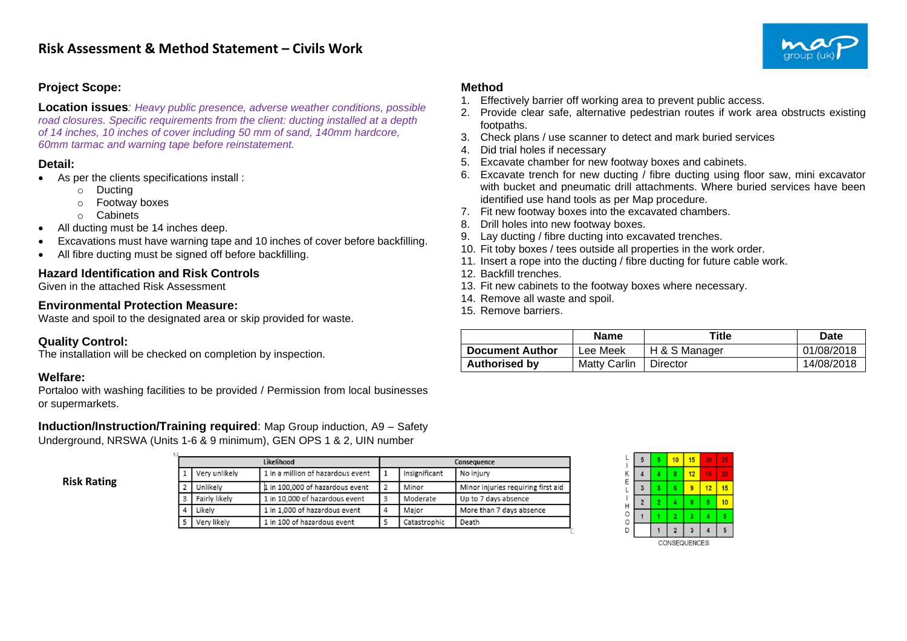# Risk Assessment & Method Statement – Civils Work

### Project Scope:

**Location issues***: Heavy public presence, adverse weather conditions, possible road closures. Specific requirements from the client: ducting installed at a depth of 14 inches, 10 inches of cover including 50 mm of sand, 140mm hardcore, 60mm tarmac and warning tape before reinstatement.*

### Detail:

- As per the clients specifications install :
  - Ducting
  - Footway boxes
  - Cabinets
- All ducting must be 14 inches deep.
- Excavations must have warning tape and 10 inches of cover before backfilling.
- All fibre ducting must be signed off before backfilling.

### Hazard Identification and Risk Controls

Given in the attached Risk Assessment

### Environmental Protection Measure:

Waste and spoil to the designated area or skip provided for waste.

### Quality Control:

The installation will be checked on completion by inspection.

### Welfare:

Portaloo with washing facilities to be provided / Permission from local businesses or supermarkets.

**Induction/Instruction/Training required**: Map Group induction, A9 – Safety Underground, NRSWA (Units 1-6 & 9 minimum), GEN OPS 1 & 2, UIN number

### Method

1. Effectively barrier off working area to prevent public access.
2. Provide clear safe, alternative pedestrian routes if work area obstructs existing footpaths.
3. Check plans / use scanner to detect and mark buried services
4. Did trial holes if necessary
5. Excavate chamber for new footway boxes and cabinets.
6. Excavate trench for new ducting / fibre ducting using floor saw, mini excavator with bucket and pneumatic drill attachments. Where buried services have been identified use hand tools as per Map procedure.
7. Fit new footway boxes into the excavated chambers.
8. Drill holes into new footway boxes.
9. Lay ducting / fibre ducting into excavated trenches.
10. Fit toby boxes / tees outside all properties in the work order.
11. Insert a rope into the ducting / fibre ducting for future cable work.
12. Backfill trenches.
13. Fit new cabinets to the footway boxes where necessary.
14. Remove all waste and spoil.
15. Remove barriers.

| | Name | Title | Date |
|---|---|---|---|
| **Document Author** | Lee Meek | H & S Manager | 01/08/2018 |
| **Authorised by** | Matty Carlin | Director | 14/08/2018 |

**Risk Rating**

| Likelihood | | | Consequence | | |
|---|---|---|---|---|---|
| 1 | Very unlikely | 1 in a million of hazardous event | 1 | Insignificant | No injury |
| 2 | Unlikely | 1 in 100,000 of hazardous event | 2 | Minor | Minor injuries requiring first aid |
| 3 | Fairly likely | 1 in 10,000 of hazardous event | 3 | Moderate | Up to 7 days absence |
| 4 | Likely | 1 in 1,000 of hazardous event | 4 | Major | More than 7 days absence |
| 5 | Very likely | 1 in 100 of hazardous event | 5 | Catastrophic | Death |

| LIKELIHOOD | | | | | |
|---|---|---|---|---|---|
| 5 | 5 | 10 | 15 | 20 | 25 |
| 4 | 4 | 8 | 12 | 16 | 20 |
| 3 | 3 | 6 | 9 | 12 | 15 |
| 2 | 2 | 4 | 6 | 8 | 10 |
| 1 | 1 | 2 | 3 | 4 | 5 |
| | 1 | 2 | 3 | 4 | 5 |

CONSEQUENCES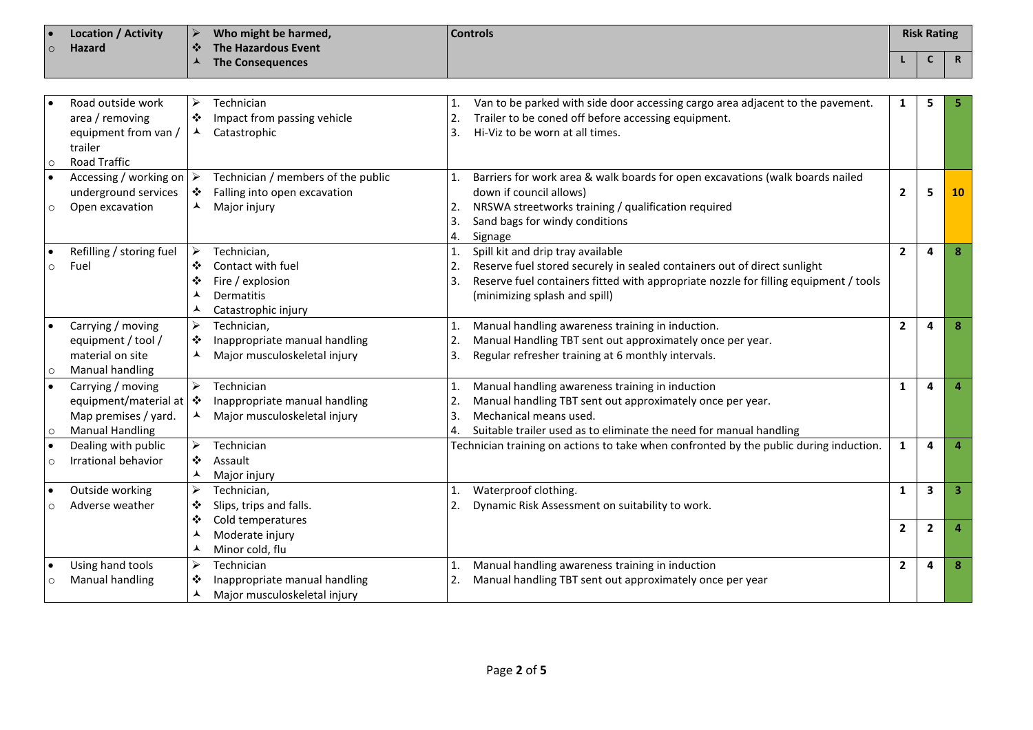| • Location / Activity<br>○ Hazard | ➢ Who might be harmed,<br>❖ The Hazardous Event<br>⅄ The Consequences | Controls | Risk Rating | | |
|---|---|---|---|---|---|
| | | | L | C | R |
| • Road outside work area / removing equipment from van / trailer<br>○ Road Traffic | ➢ Technician<br>❖ Impact from passing vehicle<br>⅄ Catastrophic | 1. Van to be parked with side door accessing cargo area adjacent to the pavement.<br>2. Trailer to be coned off before accessing equipment.<br>3. Hi-Viz to be worn at all times. | 1 | 5 | 5 |
| • Accessing / working on underground services<br>○ Open excavation | ➢ Technician / members of the public<br>❖ Falling into open excavation<br>⅄ Major injury | 1. Barriers for work area & walk boards for open excavations (walk boards nailed down if council allows)<br>2. NRSWA streetworks training / qualification required<br>3. Sand bags for windy conditions<br>4. Signage | 2 | 5 | 10 |
| • Refilling / storing fuel<br>○ Fuel | ➢ Technician,<br>❖ Contact with fuel<br>❖ Fire / explosion<br>⅄ Dermatitis<br>⅄ Catastrophic injury | 1. Spill kit and drip tray available<br>2. Reserve fuel stored securely in sealed containers out of direct sunlight<br>3. Reserve fuel containers fitted with appropriate nozzle for filling equipment / tools (minimizing splash and spill) | 2 | 4 | 8 |
| • Carrying / moving equipment / tool / material on site<br>○ Manual handling | ➢ Technician,<br>❖ Inappropriate manual handling<br>⅄ Major musculoskeletal injury | 1. Manual handling awareness training in induction.<br>2. Manual Handling TBT sent out approximately once per year.<br>3. Regular refresher training at 6 monthly intervals. | 2 | 4 | 8 |
| • Carrying / moving equipment/material at Map premises / yard.<br>○ Manual Handling | ➢ Technician<br>❖ Inappropriate manual handling<br>⅄ Major musculoskeletal injury | 1. Manual handling awareness training in induction<br>2. Manual handling TBT sent out approximately once per year.<br>3. Mechanical means used.<br>4. Suitable trailer used as to eliminate the need for manual handling | 1 | 4 | 4 |
| • Dealing with public<br>○ Irrational behavior | ➢ Technician<br>❖ Assault<br>⅄ Major injury | Technician training on actions to take when confronted by the public during induction. | 1 | 4 | 4 |
| • Outside working<br>○ Adverse weather | ➢ Technician,<br>❖ Slips, trips and falls.<br>❖ Cold temperatures<br>⅄ Moderate injury<br>⅄ Minor cold, flu | 1. Waterproof clothing.<br>2. Dynamic Risk Assessment on suitability to work. | 1<br>2 | 3<br>2 | 3<br>4 |
| • Using hand tools<br>○ Manual handling | ➢ Technician<br>❖ Inappropriate manual handling<br>⅄ Major musculoskeletal injury | 1. Manual handling awareness training in induction<br>2. Manual handling TBT sent out approximately once per year | 2 | 4 | 8 |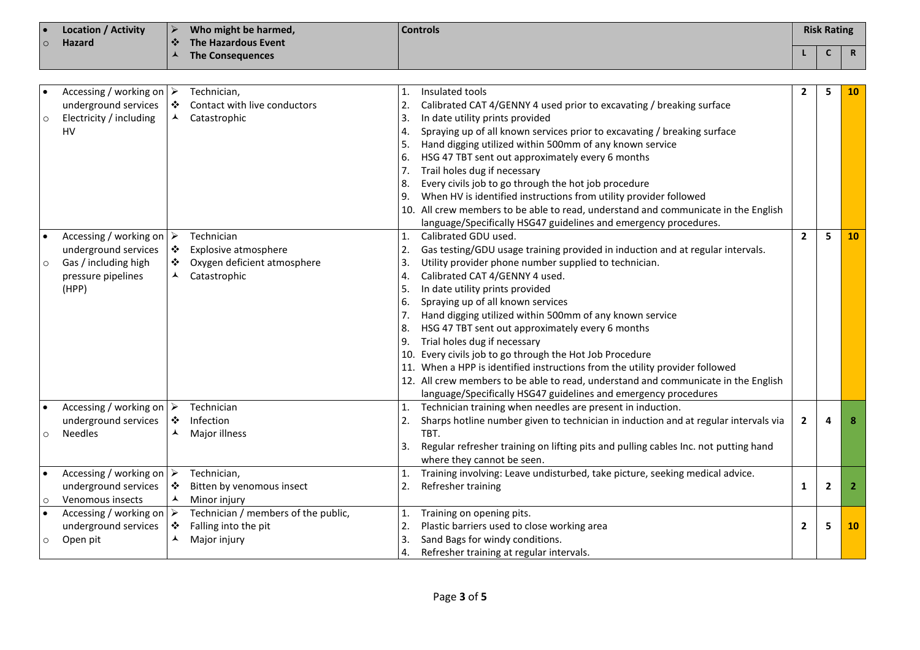| • Location / Activity<br>○ Hazard | ➢ Who might be harmed,<br>❖ The Hazardous Event<br>⅄ The Consequences | Controls | Risk Rating | | |
|---|---|---|---|---|---|
| | | | L | C | R |
| • Accessing / working on underground services<br>○ Electricity / including HV | ➢ Technician,<br>❖ Contact with live conductors<br>⅄ Catastrophic | 1. Insulated tools<br>2. Calibrated CAT 4/GENNY 4 used prior to excavating / breaking surface<br>3. In date utility prints provided<br>4. Spraying up of all known services prior to excavating / breaking surface<br>5. Hand digging utilized within 500mm of any known service<br>6. HSG 47 TBT sent out approximately every 6 months<br>7. Trail holes dug if necessary<br>8. Every civils job to go through the hot job procedure<br>9. When HV is identified instructions from utility provider followed<br>10. All crew members to be able to read, understand and communicate in the English language/Specifically HSG47 guidelines and emergency procedures. | 2 | 5 | 10 |
| • Accessing / working on underground services<br>○ Gas / including high pressure pipelines (HPP) | ➢ Technician<br>❖ Explosive atmosphere<br>❖ Oxygen deficient atmosphere<br>⅄ Catastrophic | 1. Calibrated GDU used.<br>2. Gas testing/GDU usage training provided in induction and at regular intervals.<br>3. Utility provider phone number supplied to technician.<br>4. Calibrated CAT 4/GENNY 4 used.<br>5. In date utility prints provided<br>6. Spraying up of all known services<br>7. Hand digging utilized within 500mm of any known service<br>8. HSG 47 TBT sent out approximately every 6 months<br>9. Trial holes dug if necessary<br>10. Every civils job to go through the Hot Job Procedure<br>11. When a HPP is identified instructions from the utility provider followed<br>12. All crew members to be able to read, understand and communicate in the English language/Specifically HSG47 guidelines and emergency procedures | 2 | 5 | 10 |
| • Accessing / working on underground services<br>○ Needles | ➢ Technician<br>❖ Infection<br>⅄ Major illness | 1. Technician training when needles are present in induction.<br>2. Sharps hotline number given to technician in induction and at regular intervals via TBT.<br>3. Regular refresher training on lifting pits and pulling cables Inc. not putting hand where they cannot be seen. | 2 | 4 | 8 |
| • Accessing / working on underground services<br>○ Venomous insects | ➢ Technician,<br>❖ Bitten by venomous insect<br>⅄ Minor injury | 1. Training involving: Leave undisturbed, take picture, seeking medical advice.<br>2. Refresher training | 1 | 2 | 2 |
| • Accessing / working on underground services<br>○ Open pit | ➢ Technician / members of the public,<br>❖ Falling into the pit<br>⅄ Major injury | 1. Training on opening pits.<br>2. Plastic barriers used to close working area<br>3. Sand Bags for windy conditions.<br>4. Refresher training at regular intervals. | 2 | 5 | 10 |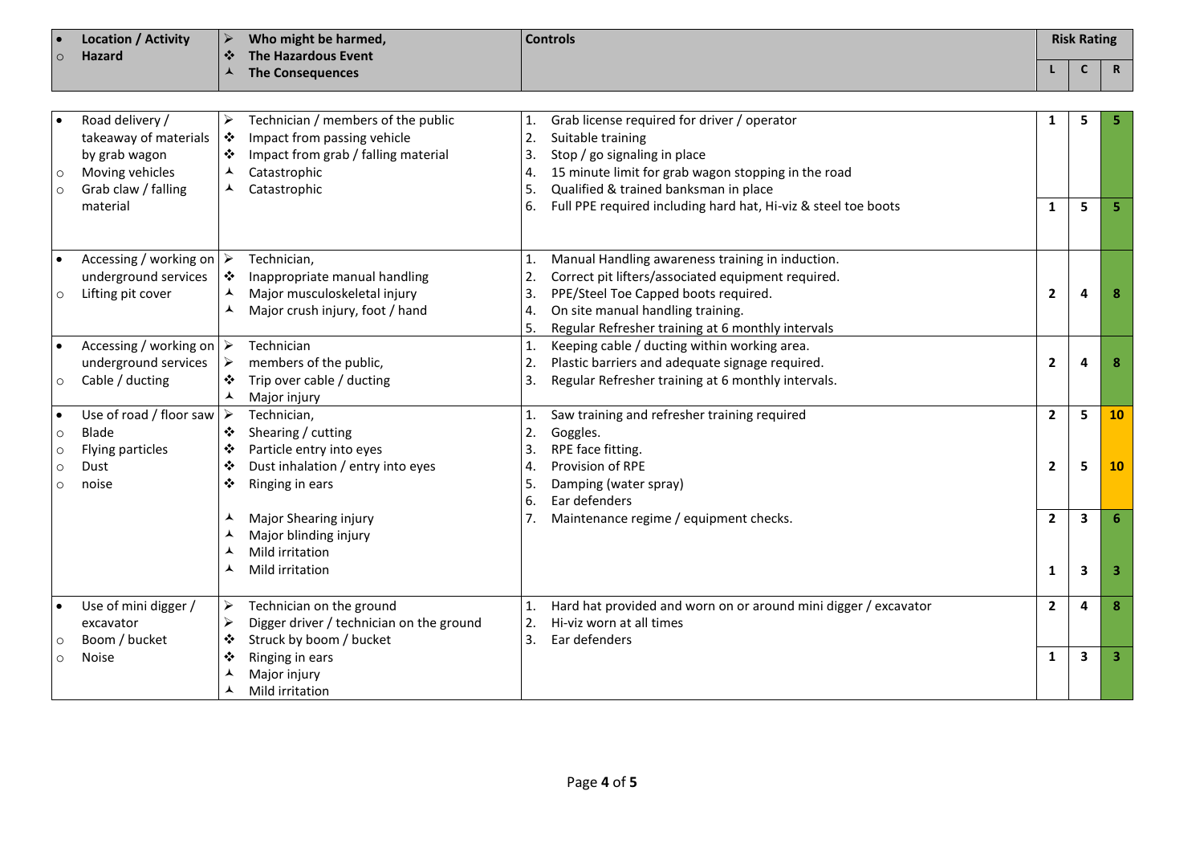| • Location / Activity<br>○ Hazard | ➢ Who might be harmed,<br>❖ The Hazardous Event<br>⅄ The Consequences | Controls | Risk Rating | | |
|---|---|---|---|---|---|
| | | | L | C | R |
| • Road delivery / takeaway of materials by grab wagon<br>○ Moving vehicles<br>○ Grab claw / falling material | ➢ Technician / members of the public<br>❖ Impact from passing vehicle<br>❖ Impact from grab / falling material<br>⅄ Catastrophic<br>⅄ Catastrophic | 1. Grab license required for driver / operator<br>2. Suitable training<br>3. Stop / go signaling in place<br>4. 15 minute limit for grab wagon stopping in the road<br>5. Qualified & trained banksman in place<br>6. Full PPE required including hard hat, Hi-viz & steel toe boots | 1<br><br>1 | 5<br><br>5 | 5<br><br>5 |
| • Accessing / working on underground services<br>○ Lifting pit cover | ➢ Technician,<br>❖ Inappropriate manual handling<br>⅄ Major musculoskeletal injury<br>⅄ Major crush injury, foot / hand | 1. Manual Handling awareness training in induction.<br>2. Correct pit lifters/associated equipment required.<br>3. PPE/Steel Toe Capped boots required.<br>4. On site manual handling training.<br>5. Regular Refresher training at 6 monthly intervals | 2 | 4 | 8 |
| • Accessing / working on underground services<br>○ Cable / ducting | ➢ Technician<br>➢ members of the public,<br>❖ Trip over cable / ducting<br>⅄ Major injury | 1. Keeping cable / ducting within working area.<br>2. Plastic barriers and adequate signage required.<br>3. Regular Refresher training at 6 monthly intervals. | 2 | 4 | 8 |
| • Use of road / floor saw<br>○ Blade<br>○ Flying particles<br>○ Dust<br>○ noise | ➢ Technician,<br>❖ Shearing / cutting<br>❖ Particle entry into eyes<br>❖ Dust inhalation / entry into eyes<br>❖ Ringing in ears<br>⅄ Major Shearing injury<br>⅄ Major blinding injury<br>⅄ Mild irritation<br>⅄ Mild irritation | 1. Saw training and refresher training required<br>2. Goggles.<br>3. RPE face fitting.<br>4. Provision of RPE<br>5. Damping (water spray)<br>6. Ear defenders<br>7. Maintenance regime / equipment checks. | 2<br><br>2<br><br>2<br><br>1 | 5<br><br>5<br><br>3<br><br>3 | 10<br><br>10<br><br>6<br><br>3 |
| • Use of mini digger / excavator<br>○ Boom / bucket<br>○ Noise | ➢ Technician on the ground<br>➢ Digger driver / technician on the ground<br>❖ Struck by boom / bucket<br>❖ Ringing in ears<br>⅄ Major injury<br>⅄ Mild irritation | 1. Hard hat provided and worn on or around mini digger / excavator<br>2. Hi-viz worn at all times<br>3. Ear defenders | 2<br><br>1 | 4<br><br>3 | 8<br><br>3 |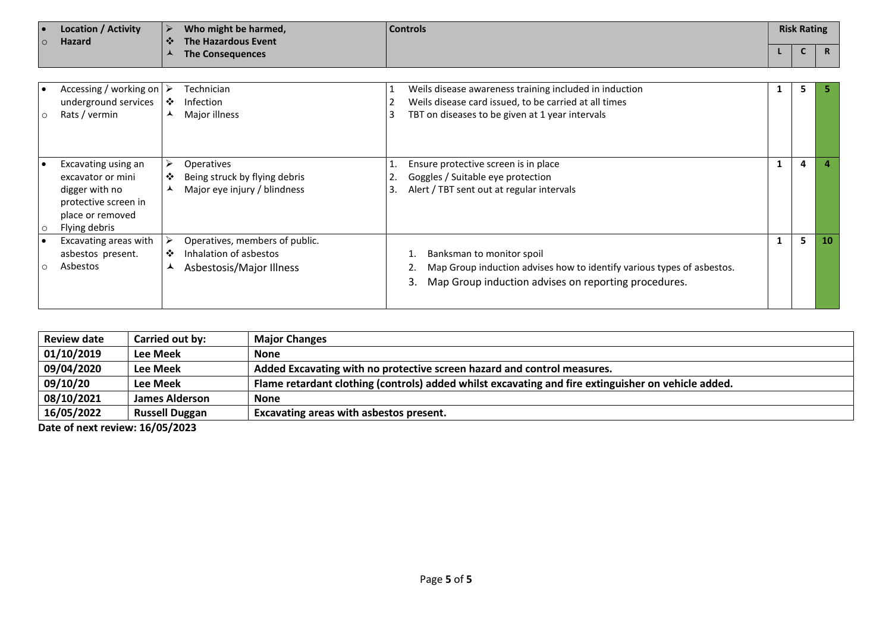| • Location / Activity<br>○ Hazard | ➢ Who might be harmed,<br>❖ The Hazardous Event<br>⅄ The Consequences | Controls | Risk Rating | | |
|---|---|---|---|---|---|
| | | | L | C | R |
| • Accessing / working on underground services<br>○ Rats / vermin | ➢ Technician<br>❖ Infection<br>⅄ Major illness | 1 Weils disease awareness training included in induction<br>2 Weils disease card issued, to be carried at all times<br>3 TBT on diseases to be given at 1 year intervals | 1 | 5 | 5 |
| • Excavating using an excavator or mini digger with no protective screen in place or removed<br>○ Flying debris | ➢ Operatives<br>❖ Being struck by flying debris<br>⅄ Major eye injury / blindness | 1. Ensure protective screen is in place<br>2. Goggles / Suitable eye protection<br>3. Alert / TBT sent out at regular intervals | 1 | 4 | 4 |
| • Excavating areas with asbestos present.<br>○ Asbestos | ➢ Operatives, members of public.<br>❖ Inhalation of asbestos<br>⅄ Asbestosis/Major Illness | 1. Banksman to monitor spoil<br>2. Map Group induction advises how to identify various types of asbestos.<br>3. Map Group induction advises on reporting procedures. | 1 | 5 | 10 |

| Review date | Carried out by: | Major Changes |
|---|---|---|
| 01/10/2019 | Lee Meek | None |
| 09/04/2020 | Lee Meek | Added Excavating with no protective screen hazard and control measures. |
| 09/10/20 | Lee Meek | Flame retardant clothing (controls) added whilst excavating and fire extinguisher on vehicle added. |
| 08/10/2021 | James Alderson | None |
| 16/05/2022 | Russell Duggan | Excavating areas with asbestos present. |

**Date of next review: 16/05/2023**